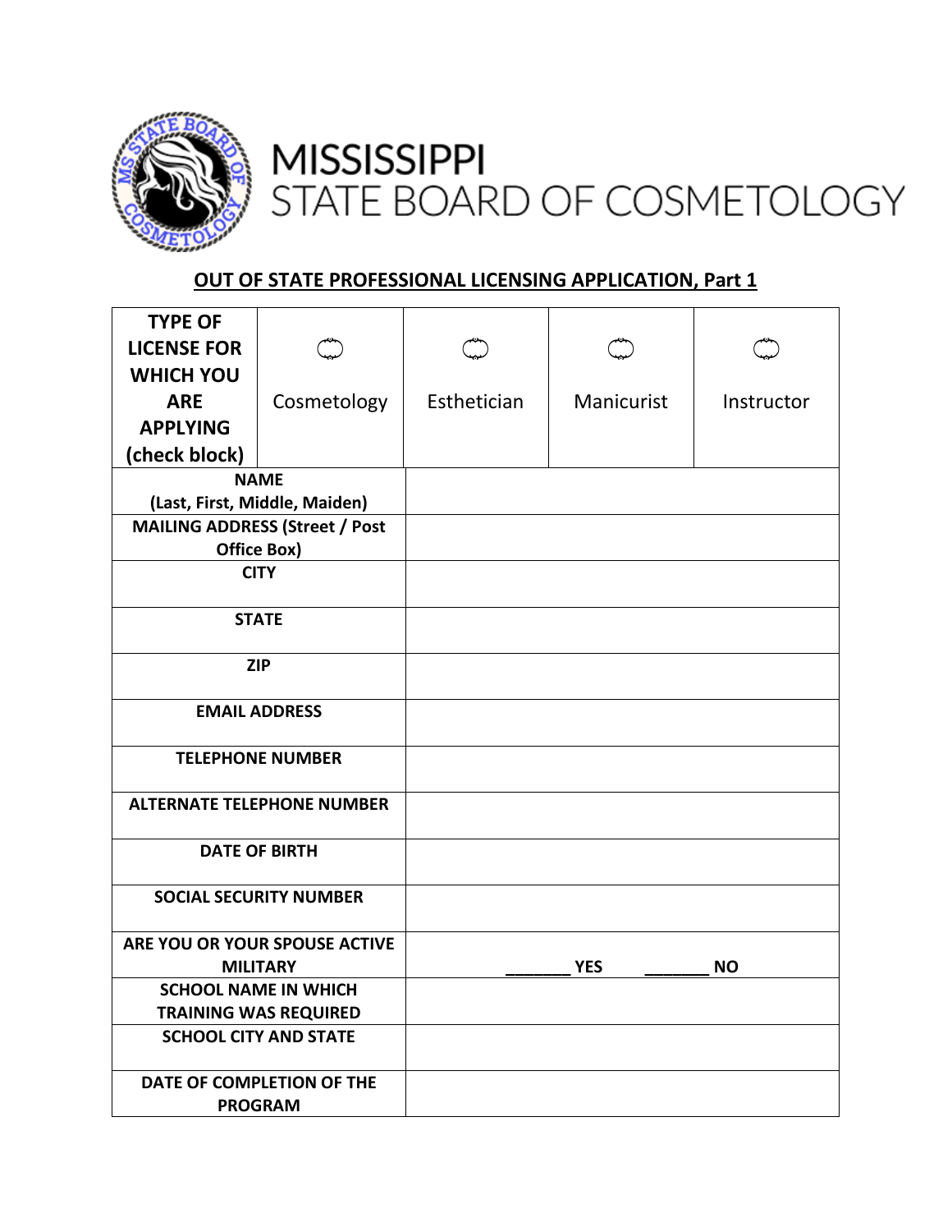# MISSISSIPPI STATE BOARD OF COSMETOLOGY

## OUT OF STATE PROFESSIONAL LICENSING APPLICATION, Part 1

| | | | | |
|---|---|---|---|---|
| **TYPE OF LICENSE FOR WHICH YOU ARE APPLYING (check block)** | ○ Cosmetology | ○ Esthetician | ○ Manicurist | ○ Instructor |

| | |
|---|---|
| **NAME (Last, First, Middle, Maiden)** | |
| **MAILING ADDRESS (Street / Post Office Box)** | |
| **CITY** | |
| **STATE** | |
| **ZIP** | |
| **EMAIL ADDRESS** | |
| **TELEPHONE NUMBER** | |
| **ALTERNATE TELEPHONE NUMBER** | |
| **DATE OF BIRTH** | |
| **SOCIAL SECURITY NUMBER** | |
| **ARE YOU OR YOUR SPOUSE ACTIVE MILITARY** | _______ **YES** _______ **NO** |
| **SCHOOL NAME IN WHICH TRAINING WAS REQUIRED** | |
| **SCHOOL CITY AND STATE** | |
| **DATE OF COMPLETION OF THE PROGRAM** | |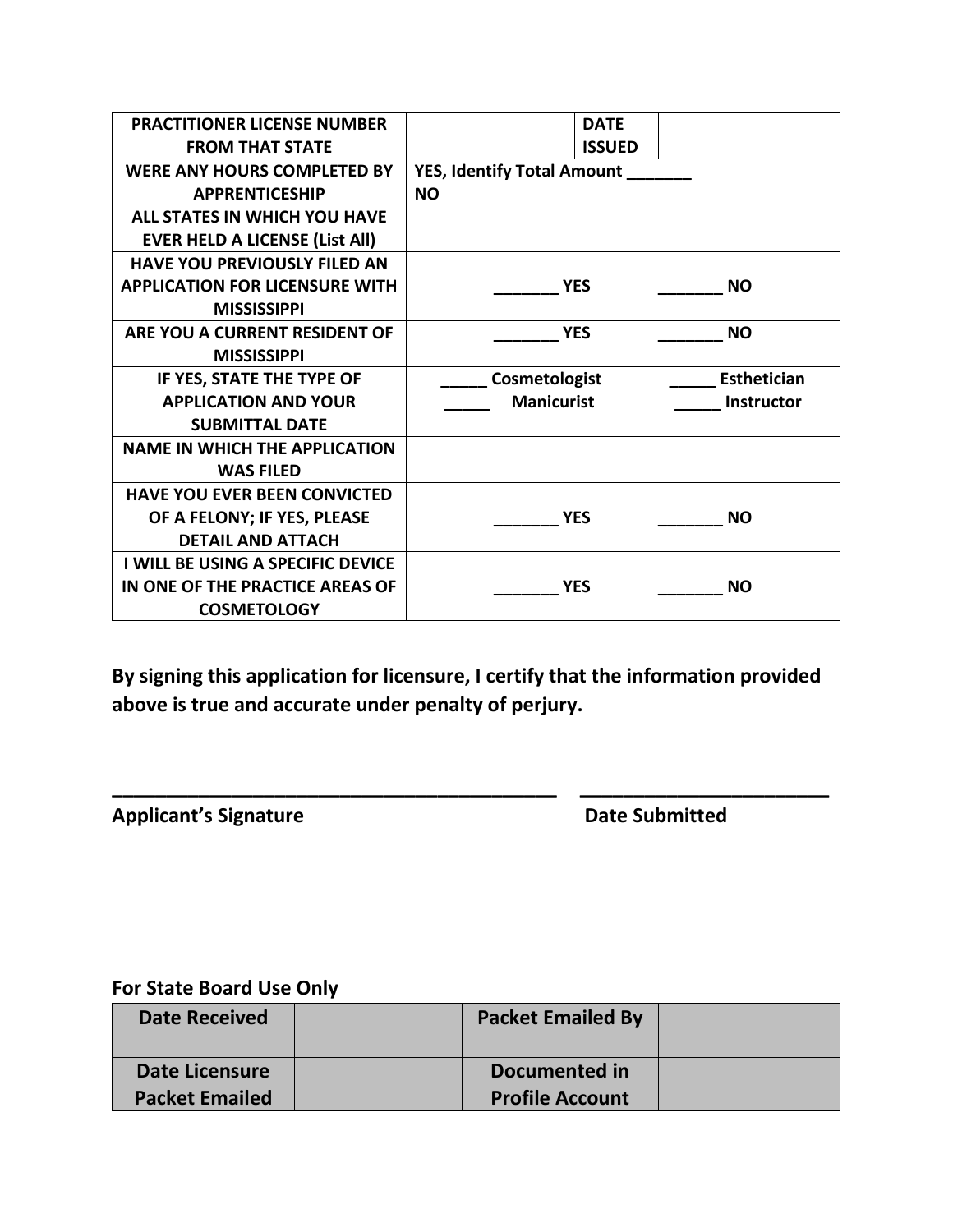| | | | |
|---|---|---|---|
| **PRACTITIONER LICENSE NUMBER FROM THAT STATE** | | **DATE ISSUED** | |
| **WERE ANY HOURS COMPLETED BY APPRENTICESHIP** | **YES, Identify Total Amount _______** **NO** | | |
| **ALL STATES IN WHICH YOU HAVE EVER HELD A LICENSE (List All)** | | | |
| **HAVE YOU PREVIOUSLY FILED AN APPLICATION FOR LICENSURE WITH MISSISSIPPI** | **_______ YES** | | **_______ NO** |
| **ARE YOU A CURRENT RESIDENT OF MISSISSIPPI** | **_______ YES** | | **_______ NO** |
| **IF YES, STATE THE TYPE OF APPLICATION AND YOUR SUBMITTAL DATE** | **_____ Cosmetologist** **_____ Manicurist** | | **_____ Esthetician** **_____ Instructor** |
| **NAME IN WHICH THE APPLICATION WAS FILED** | | | |
| **HAVE YOU EVER BEEN CONVICTED OF A FELONY; IF YES, PLEASE DETAIL AND ATTACH** | **_______ YES** | | **_______ NO** |
| **I WILL BE USING A SPECIFIC DEVICE IN ONE OF THE PRACTICE AREAS OF COSMETOLOGY** | **_______ YES** | | **_______ NO** |

**By signing this application for licensure, I certify that the information provided above is true and accurate under penalty of perjury.**

___________________________________________ ________________________

**Applicant's Signature** **Date Submitted**

**For State Board Use Only**

| | | | |
|---|---|---|---|
| **Date Received** | | **Packet Emailed By** | |
| **Date Licensure Packet Emailed** | | **Documented in Profile Account** | |